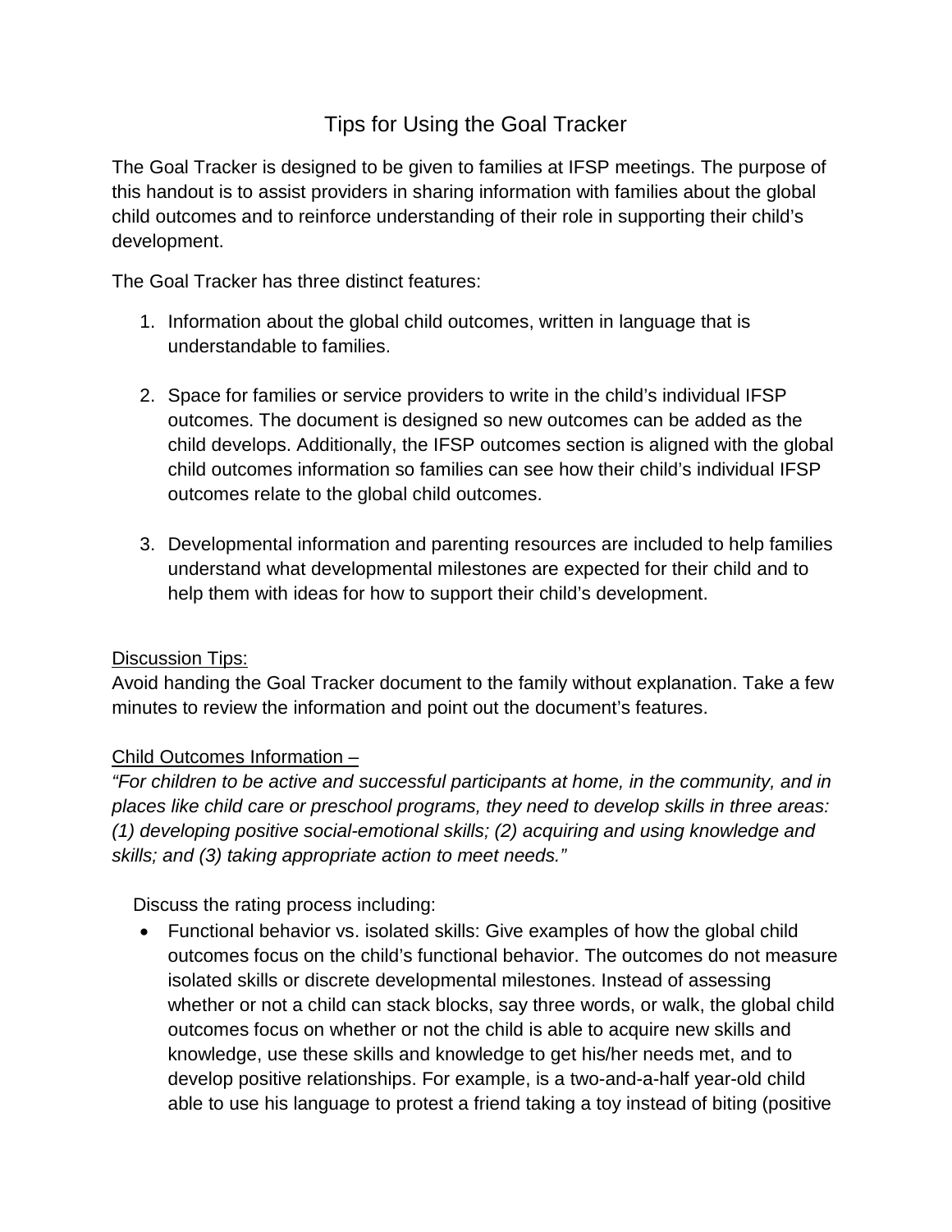# Tips for Using the Goal Tracker

The Goal Tracker is designed to be given to families at IFSP meetings. The purpose of this handout is to assist providers in sharing information with families about the global child outcomes and to reinforce understanding of their role in supporting their child's development.

The Goal Tracker has three distinct features:

1. Information about the global child outcomes, written in language that is understandable to families.

2. Space for families or service providers to write in the child's individual IFSP outcomes. The document is designed so new outcomes can be added as the child develops. Additionally, the IFSP outcomes section is aligned with the global child outcomes information so families can see how their child's individual IFSP outcomes relate to the global child outcomes.

3. Developmental information and parenting resources are included to help families understand what developmental milestones are expected for their child and to help them with ideas for how to support their child's development.

<u>Discussion Tips:</u>
Avoid handing the Goal Tracker document to the family without explanation. Take a few minutes to review the information and point out the document's features.

<u>Child Outcomes Information –</u>
*"For children to be active and successful participants at home, in the community, and in places like child care or preschool programs, they need to develop skills in three areas: (1) developing positive social-emotional skills; (2) acquiring and using knowledge and skills; and (3) taking appropriate action to meet needs."*

Discuss the rating process including:

- Functional behavior vs. isolated skills: Give examples of how the global child outcomes focus on the child's functional behavior. The outcomes do not measure isolated skills or discrete developmental milestones. Instead of assessing whether or not a child can stack blocks, say three words, or walk, the global child outcomes focus on whether or not the child is able to acquire new skills and knowledge, use these skills and knowledge to get his/her needs met, and to develop positive relationships. For example, is a two-and-a-half year-old child able to use his language to protest a friend taking a toy instead of biting (positive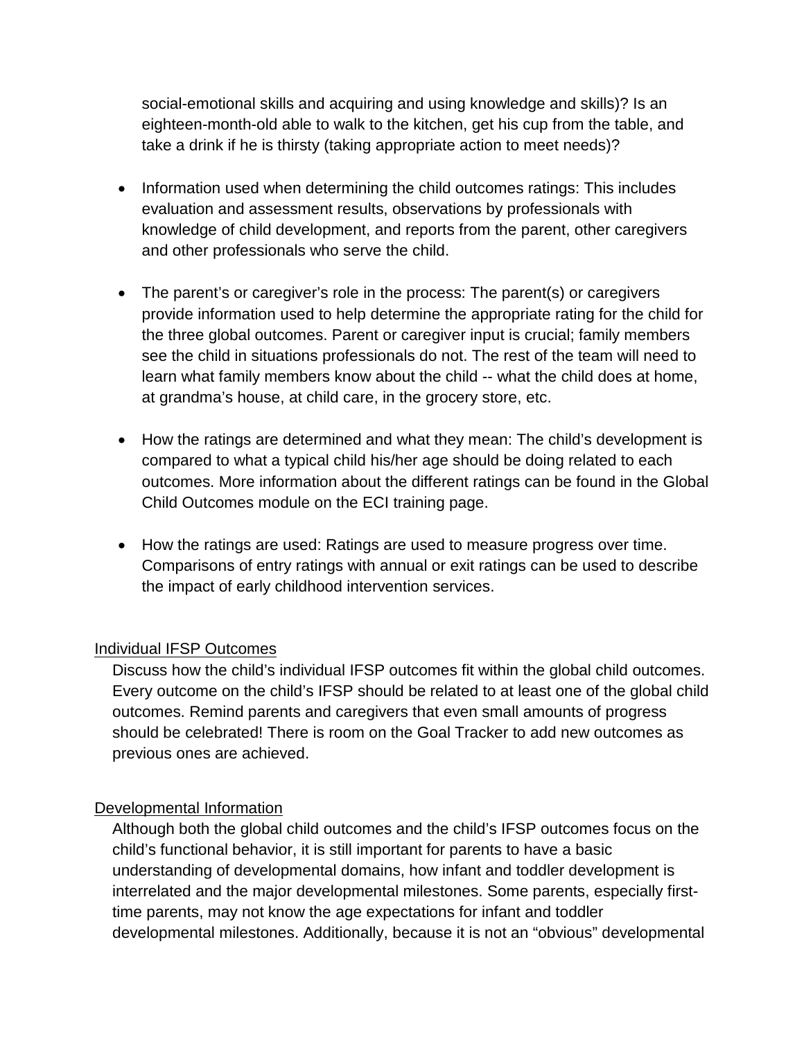social-emotional skills and acquiring and using knowledge and skills)? Is an eighteen-month-old able to walk to the kitchen, get his cup from the table, and take a drink if he is thirsty (taking appropriate action to meet needs)?

- Information used when determining the child outcomes ratings: This includes evaluation and assessment results, observations by professionals with knowledge of child development, and reports from the parent, other caregivers and other professionals who serve the child.

- The parent's or caregiver's role in the process: The parent(s) or caregivers provide information used to help determine the appropriate rating for the child for the three global outcomes. Parent or caregiver input is crucial; family members see the child in situations professionals do not. The rest of the team will need to learn what family members know about the child -- what the child does at home, at grandma's house, at child care, in the grocery store, etc.

- How the ratings are determined and what they mean: The child's development is compared to what a typical child his/her age should be doing related to each outcomes. More information about the different ratings can be found in the Global Child Outcomes module on the ECI training page.

- How the ratings are used: Ratings are used to measure progress over time. Comparisons of entry ratings with annual or exit ratings can be used to describe the impact of early childhood intervention services.

## Individual IFSP Outcomes

Discuss how the child's individual IFSP outcomes fit within the global child outcomes. Every outcome on the child's IFSP should be related to at least one of the global child outcomes. Remind parents and caregivers that even small amounts of progress should be celebrated! There is room on the Goal Tracker to add new outcomes as previous ones are achieved.

## Developmental Information

Although both the global child outcomes and the child's IFSP outcomes focus on the child's functional behavior, it is still important for parents to have a basic understanding of developmental domains, how infant and toddler development is interrelated and the major developmental milestones. Some parents, especially first-time parents, may not know the age expectations for infant and toddler developmental milestones. Additionally, because it is not an "obvious" developmental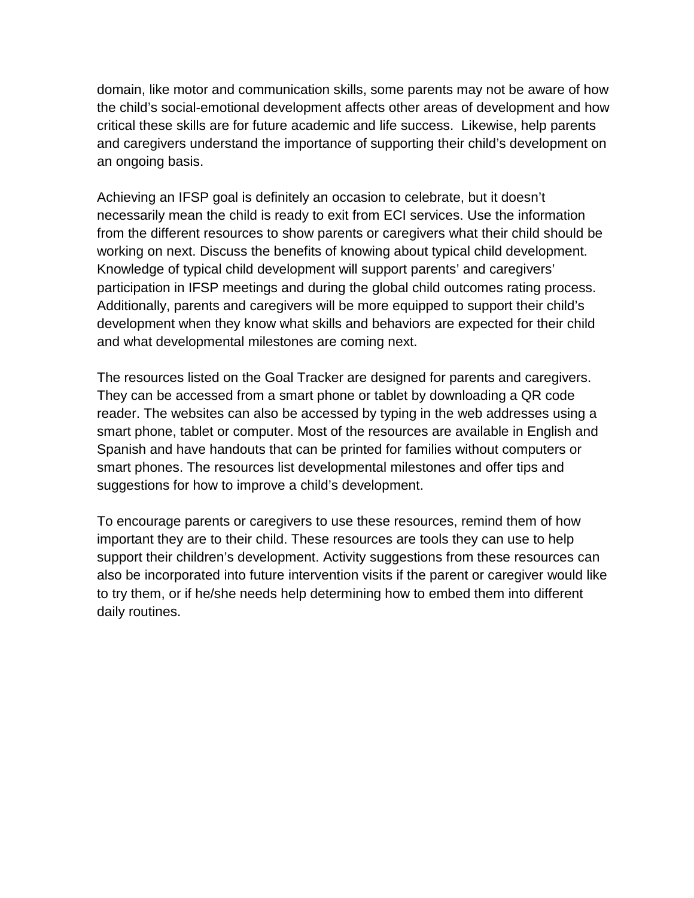domain, like motor and communication skills, some parents may not be aware of how the child's social-emotional development affects other areas of development and how critical these skills are for future academic and life success. Likewise, help parents and caregivers understand the importance of supporting their child's development on an ongoing basis.

Achieving an IFSP goal is definitely an occasion to celebrate, but it doesn't necessarily mean the child is ready to exit from ECI services. Use the information from the different resources to show parents or caregivers what their child should be working on next. Discuss the benefits of knowing about typical child development. Knowledge of typical child development will support parents' and caregivers' participation in IFSP meetings and during the global child outcomes rating process. Additionally, parents and caregivers will be more equipped to support their child's development when they know what skills and behaviors are expected for their child and what developmental milestones are coming next.

The resources listed on the Goal Tracker are designed for parents and caregivers. They can be accessed from a smart phone or tablet by downloading a QR code reader. The websites can also be accessed by typing in the web addresses using a smart phone, tablet or computer. Most of the resources are available in English and Spanish and have handouts that can be printed for families without computers or smart phones. The resources list developmental milestones and offer tips and suggestions for how to improve a child's development.

To encourage parents or caregivers to use these resources, remind them of how important they are to their child. These resources are tools they can use to help support their children's development. Activity suggestions from these resources can also be incorporated into future intervention visits if the parent or caregiver would like to try them, or if he/she needs help determining how to embed them into different daily routines.